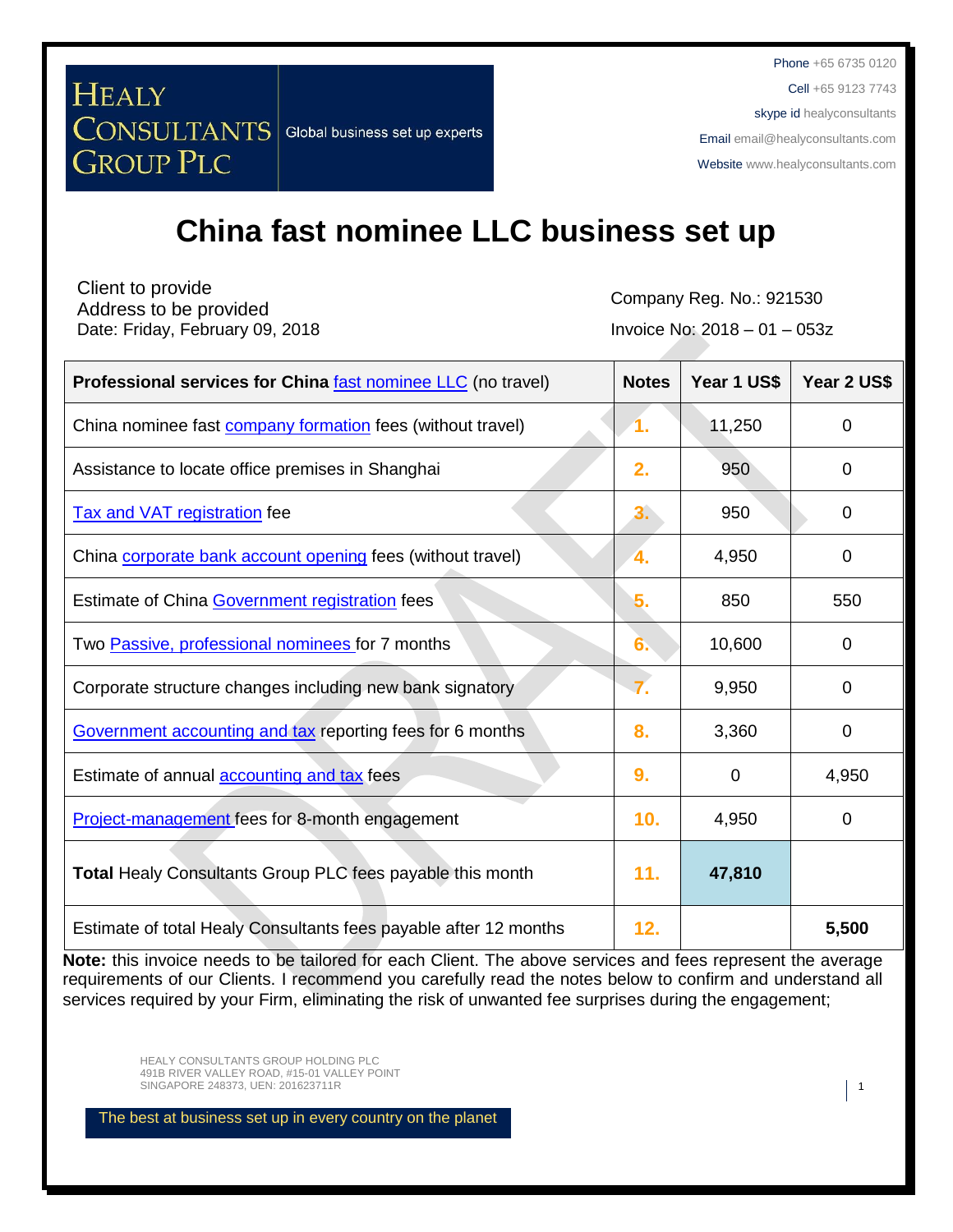HEALY CONSULTANTS GROUP PLC | Global business set up experts

Phone +65 6735 0120
Cell +65 9123 7743
skype id healyconsultants
Email email@healyconsultants.com
Website www.healyconsultants.com

# China fast nominee LLC business set up

Client to provide
Address to be provided
Date: Friday, February 09, 2018

Company Reg. No.: 921530
Invoice No: 2018 – 01 – 053z

| **Professional services for China fast nominee LLC (no travel)** | **Notes** | **Year 1 US$** | **Year 2 US$** |
|---|---|---|---|
| China nominee fast company formation fees (without travel) | 1. | 11,250 | 0 |
| Assistance to locate office premises in Shanghai | 2. | 950 | 0 |
| Tax and VAT registration fee | 3. | 950 | 0 |
| China corporate bank account opening fees (without travel) | 4. | 4,950 | 0 |
| Estimate of China Government registration fees | 5. | 850 | 550 |
| Two Passive, professional nominees for 7 months | 6. | 10,600 | 0 |
| Corporate structure changes including new bank signatory | 7. | 9,950 | 0 |
| Government accounting and tax reporting fees for 6 months | 8. | 3,360 | 0 |
| Estimate of annual accounting and tax fees | 9. | 0 | 4,950 |
| Project-management fees for 8-month engagement | 10. | 4,950 | 0 |
| **Total** Healy Consultants Group PLC fees payable this month | 11. | **47,810** | |
| Estimate of total Healy Consultants fees payable after 12 months | 12. | | **5,500** |

**Note:** this invoice needs to be tailored for each Client. The above services and fees represent the average requirements of our Clients. I recommend you carefully read the notes below to confirm and understand all services required by your Firm, eliminating the risk of unwanted fee surprises during the engagement;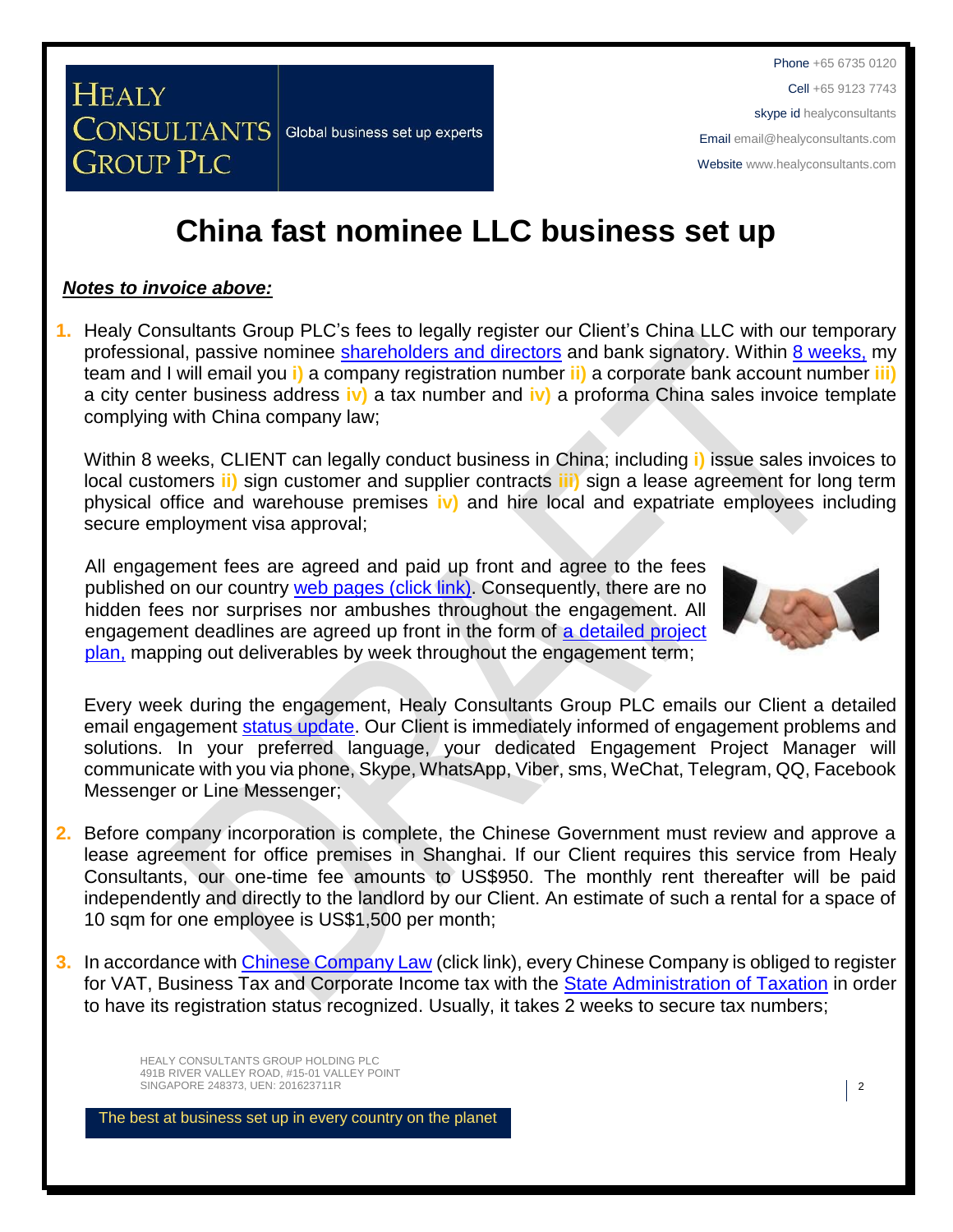# China fast nominee LLC business set up

***Notes to invoice above:***

1. Healy Consultants Group PLC's fees to legally register our Client's China LLC with our temporary professional, passive nominee shareholders and directors and bank signatory. Within 8 weeks, my team and I will email you **i)** a company registration number **ii)** a corporate bank account number **iii)** a city center business address **iv)** a tax number and **iv)** a proforma China sales invoice template complying with China company law;

   Within 8 weeks, CLIENT can legally conduct business in China; including **i)** issue sales invoices to local customers **ii)** sign customer and supplier contracts **iii)** sign a lease agreement for long term physical office and warehouse premises **iv)** and hire local and expatriate employees including secure employment visa approval;

   All engagement fees are agreed and paid up front and agree to the fees published on our country web pages (click link). Consequently, there are no hidden fees nor surprises nor ambushes throughout the engagement. All engagement deadlines are agreed up front in the form of a detailed project plan, mapping out deliverables by week throughout the engagement term;

   Every week during the engagement, Healy Consultants Group PLC emails our Client a detailed email engagement status update. Our Client is immediately informed of engagement problems and solutions. In your preferred language, your dedicated Engagement Project Manager will communicate with you via phone, Skype, WhatsApp, Viber, sms, WeChat, Telegram, QQ, Facebook Messenger or Line Messenger;

2. Before company incorporation is complete, the Chinese Government must review and approve a lease agreement for office premises in Shanghai. If our Client requires this service from Healy Consultants, our one-time fee amounts to US$950. The monthly rent thereafter will be paid independently and directly to the landlord by our Client. An estimate of such a rental for a space of 10 sqm for one employee is US$1,500 per month;

3. In accordance with Chinese Company Law (click link), every Chinese Company is obliged to register for VAT, Business Tax and Corporate Income tax with the State Administration of Taxation in order to have its registration status recognized. Usually, it takes 2 weeks to secure tax numbers;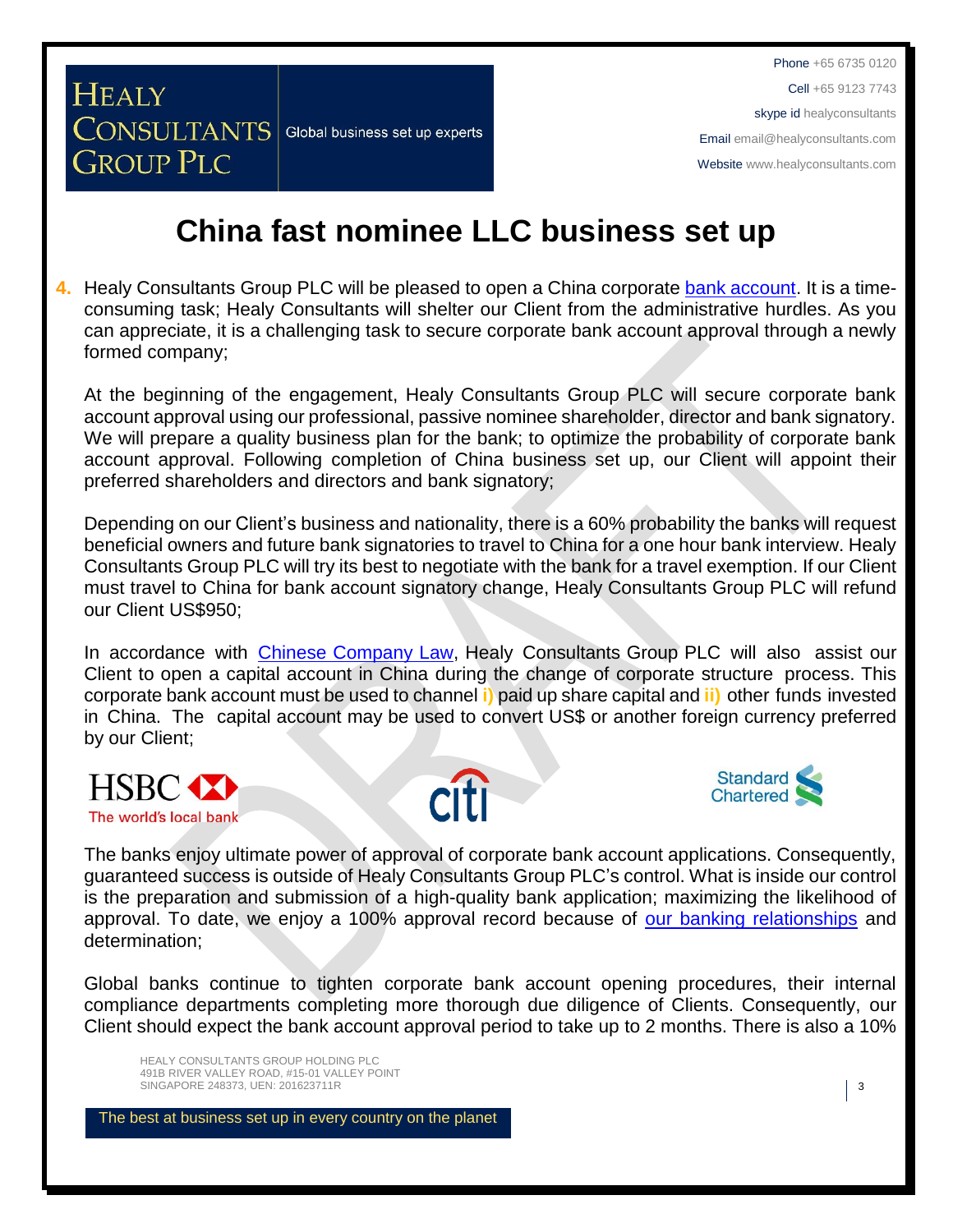# China fast nominee LLC business set up

4. Healy Consultants Group PLC will be pleased to open a China corporate bank account. It is a time-consuming task; Healy Consultants will shelter our Client from the administrative hurdles. As you can appreciate, it is a challenging task to secure corporate bank account approval through a newly formed company;

   At the beginning of the engagement, Healy Consultants Group PLC will secure corporate bank account approval using our professional, passive nominee shareholder, director and bank signatory. We will prepare a quality business plan for the bank; to optimize the probability of corporate bank account approval. Following completion of China business set up, our Client will appoint their preferred shareholders and directors and bank signatory;

   Depending on our Client's business and nationality, there is a 60% probability the banks will request beneficial owners and future bank signatories to travel to China for a one hour bank interview. Healy Consultants Group PLC will try its best to negotiate with the bank for a travel exemption. If our Client must travel to China for bank account signatory change, Healy Consultants Group PLC will refund our Client US$950;

   In accordance with Chinese Company Law, Healy Consultants Group PLC will also assist our Client to open a capital account in China during the change of corporate structure process. This corporate bank account must be used to channel **i)** paid up share capital and **ii)** other funds invested in China. The capital account may be used to convert US$ or another foreign currency preferred by our Client;

   The banks enjoy ultimate power of approval of corporate bank account applications. Consequently, guaranteed success is outside of Healy Consultants Group PLC's control. What is inside our control is the preparation and submission of a high-quality bank application; maximizing the likelihood of approval. To date, we enjoy a 100% approval record because of our banking relationships and determination;

   Global banks continue to tighten corporate bank account opening procedures, their internal compliance departments completing more thorough due diligence of Clients. Consequently, our Client should expect the bank account approval period to take up to 2 months. There is also a 10%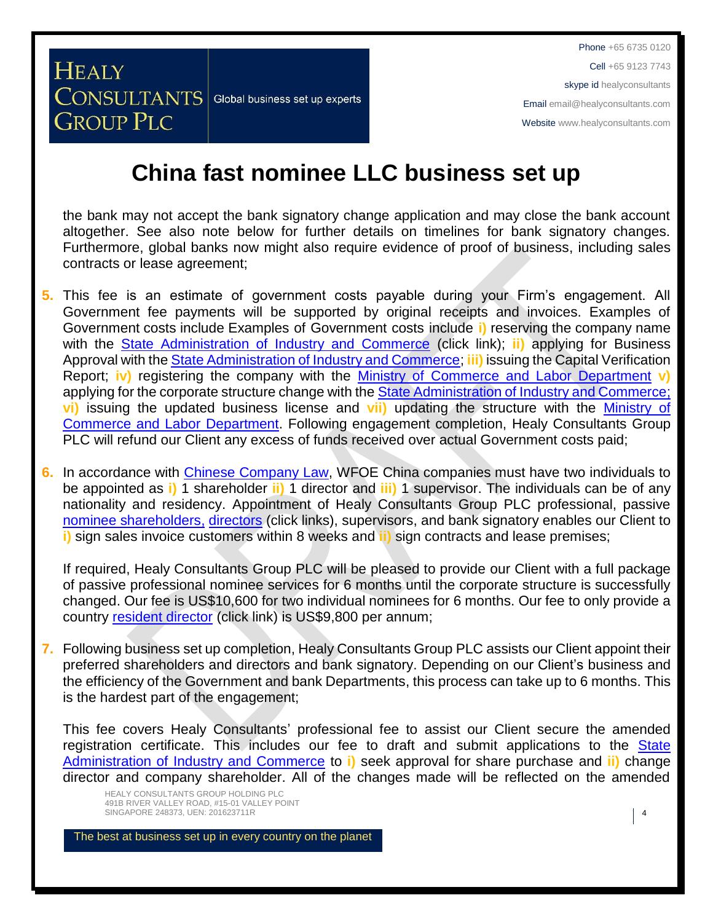# China fast nominee LLC business set up

the bank may not accept the bank signatory change application and may close the bank account altogether. See also note below for further details on timelines for bank signatory changes. Furthermore, global banks now might also require evidence of proof of business, including sales contracts or lease agreement;

5. This fee is an estimate of government costs payable during your Firm's engagement. All Government fee payments will be supported by original receipts and invoices. Examples of Government costs include Examples of Government costs include **i)** reserving the company name with the State Administration of Industry and Commerce (click link); **ii)** applying for Business Approval with the State Administration of Industry and Commerce; **iii)** issuing the Capital Verification Report; **iv)** registering the company with the Ministry of Commerce and Labor Department **v)** applying for the corporate structure change with the State Administration of Industry and Commerce; **vi)** issuing the updated business license and **vii)** updating the structure with the Ministry of Commerce and Labor Department. Following engagement completion, Healy Consultants Group PLC will refund our Client any excess of funds received over actual Government costs paid;

6. In accordance with Chinese Company Law, WFOE China companies must have two individuals to be appointed as **i)** 1 shareholder **ii)** 1 director and **iii)** 1 supervisor. The individuals can be of any nationality and residency. Appointment of Healy Consultants Group PLC professional, passive nominee shareholders, directors (click links), supervisors, and bank signatory enables our Client to **i)** sign sales invoice customers within 8 weeks and **ii)** sign contracts and lease premises;

   If required, Healy Consultants Group PLC will be pleased to provide our Client with a full package of passive professional nominee services for 6 months until the corporate structure is successfully changed. Our fee is US$10,600 for two individual nominees for 6 months. Our fee to only provide a country resident director (click link) is US$9,800 per annum;

7. Following business set up completion, Healy Consultants Group PLC assists our Client appoint their preferred shareholders and directors and bank signatory. Depending on our Client's business and the efficiency of the Government and bank Departments, this process can take up to 6 months. This is the hardest part of the engagement;

   This fee covers Healy Consultants' professional fee to assist our Client secure the amended registration certificate. This includes our fee to draft and submit applications to the State Administration of Industry and Commerce to **i)** seek approval for share purchase and **ii)** change director and company shareholder. All of the changes made will be reflected on the amended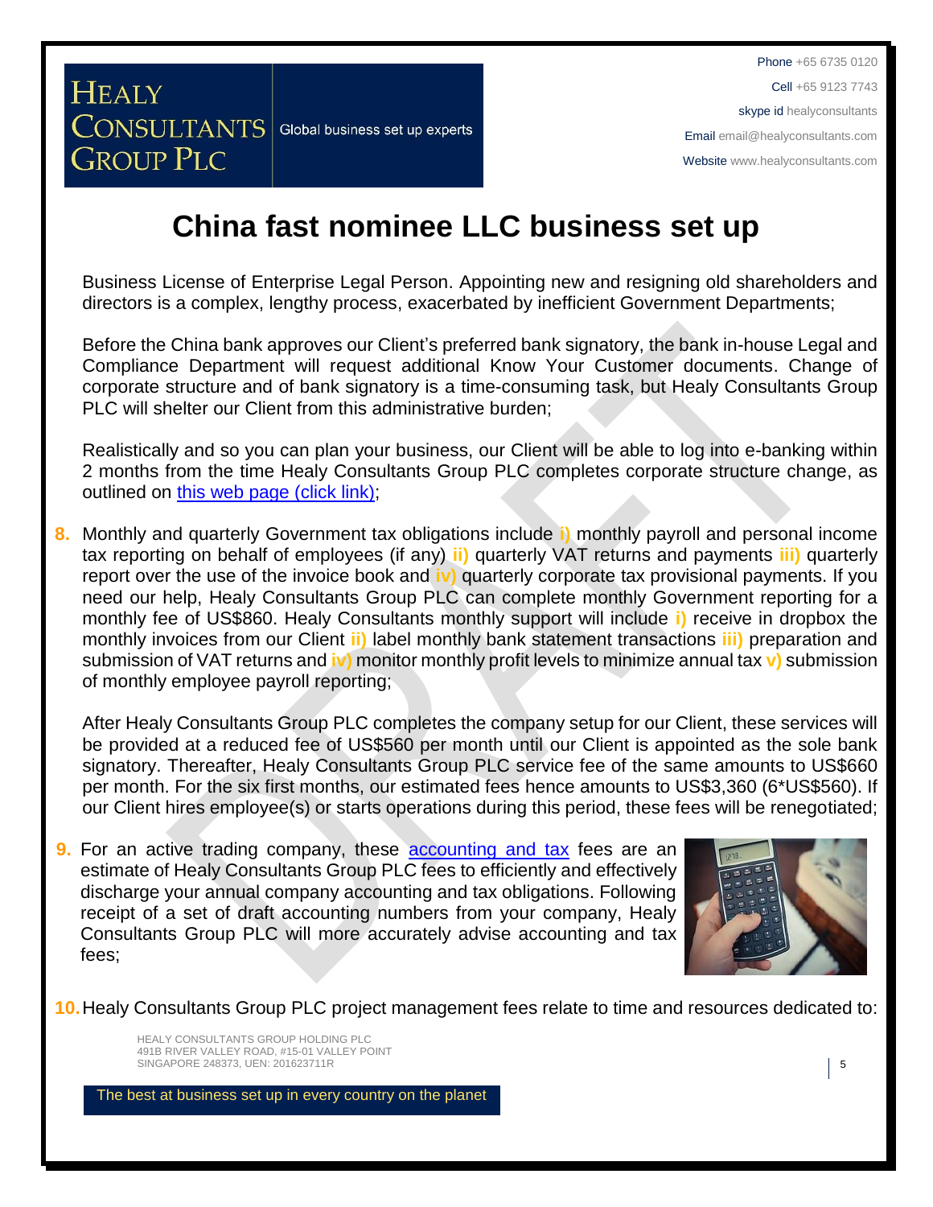# China fast nominee LLC business set up

Business License of Enterprise Legal Person. Appointing new and resigning old shareholders and directors is a complex, lengthy process, exacerbated by inefficient Government Departments;

Before the China bank approves our Client's preferred bank signatory, the bank in-house Legal and Compliance Department will request additional Know Your Customer documents. Change of corporate structure and of bank signatory is a time-consuming task, but Healy Consultants Group PLC will shelter our Client from this administrative burden;

Realistically and so you can plan your business, our Client will be able to log into e-banking within 2 months from the time Healy Consultants Group PLC completes corporate structure change, as outlined on [this web page (click link)](#);

8. Monthly and quarterly Government tax obligations include **i)** monthly payroll and personal income tax reporting on behalf of employees (if any) **ii)** quarterly VAT returns and payments **iii)** quarterly report over the use of the invoice book and **iv)** quarterly corporate tax provisional payments. If you need our help, Healy Consultants Group PLC can complete monthly Government reporting for a monthly fee of US$860. Healy Consultants monthly support will include **i)** receive in dropbox the monthly invoices from our Client **ii)** label monthly bank statement transactions **iii)** preparation and submission of VAT returns and **iv)** monitor monthly profit levels to minimize annual tax **v)** submission of monthly employee payroll reporting;

   After Healy Consultants Group PLC completes the company setup for our Client, these services will be provided at a reduced fee of US$560 per month until our Client is appointed as the sole bank signatory. Thereafter, Healy Consultants Group PLC service fee of the same amounts to US$660 per month. For the six first months, our estimated fees hence amounts to US$3,360 (6*US$560). If our Client hires employee(s) or starts operations during this period, these fees will be renegotiated;

9. For an active trading company, these [accounting and tax](#) fees are an estimate of Healy Consultants Group PLC fees to efficiently and effectively discharge your annual company accounting and tax obligations. Following receipt of a set of draft accounting numbers from your company, Healy Consultants Group PLC will more accurately advise accounting and tax fees;

10. Healy Consultants Group PLC project management fees relate to time and resources dedicated to: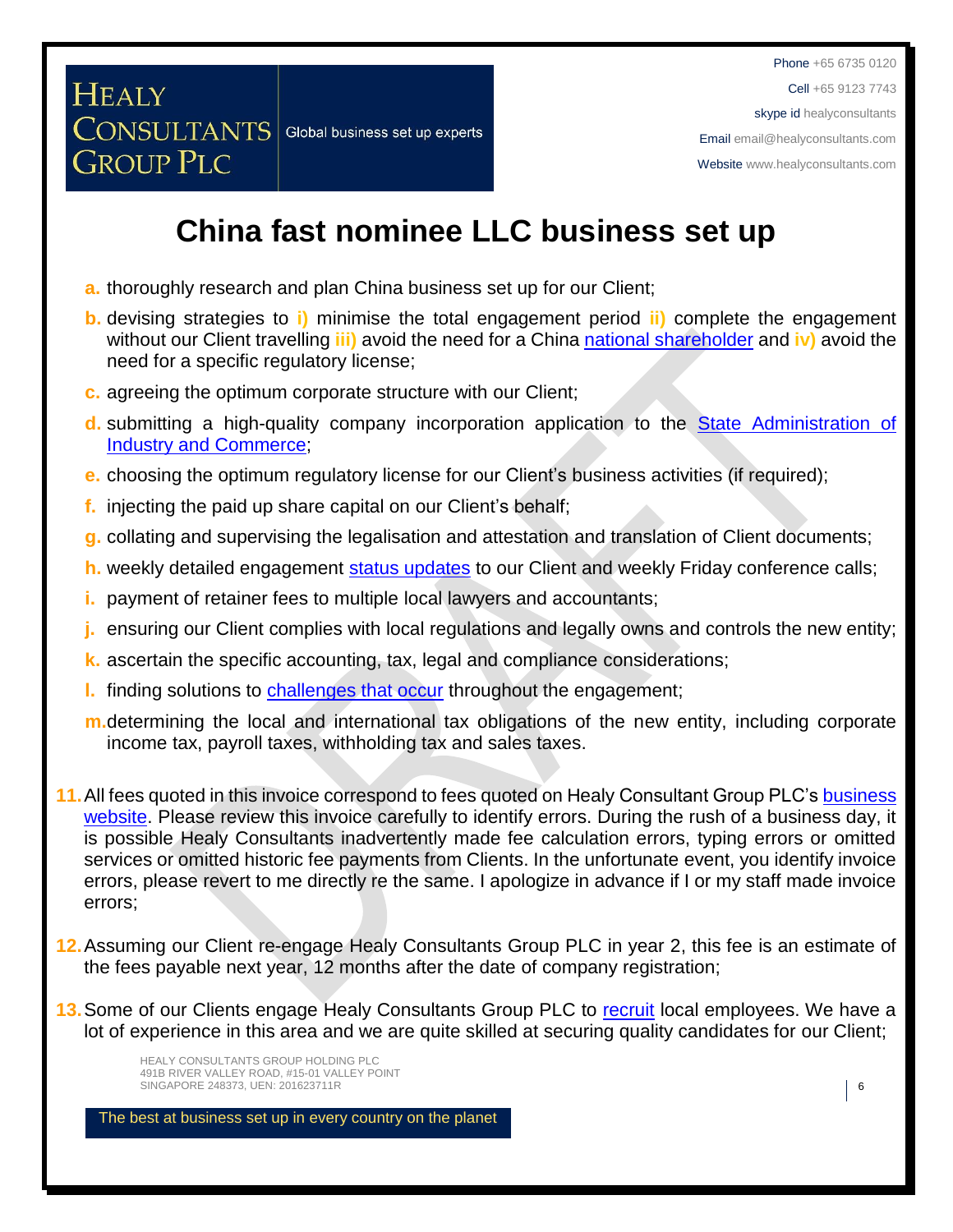# China fast nominee LLC business set up

a. thoroughly research and plan China business set up for our Client;

b. devising strategies to i) minimise the total engagement period ii) complete the engagement without our Client travelling iii) avoid the need for a China national shareholder and iv) avoid the need for a specific regulatory license;

c. agreeing the optimum corporate structure with our Client;

d. submitting a high-quality company incorporation application to the State Administration of Industry and Commerce;

e. choosing the optimum regulatory license for our Client's business activities (if required);

f. injecting the paid up share capital on our Client's behalf;

g. collating and supervising the legalisation and attestation and translation of Client documents;

h. weekly detailed engagement status updates to our Client and weekly Friday conference calls;

i. payment of retainer fees to multiple local lawyers and accountants;

j. ensuring our Client complies with local regulations and legally owns and controls the new entity;

k. ascertain the specific accounting, tax, legal and compliance considerations;

l. finding solutions to challenges that occur throughout the engagement;

m. determining the local and international tax obligations of the new entity, including corporate income tax, payroll taxes, withholding tax and sales taxes.

11. All fees quoted in this invoice correspond to fees quoted on Healy Consultant Group PLC's business website. Please review this invoice carefully to identify errors. During the rush of a business day, it is possible Healy Consultants inadvertently made fee calculation errors, typing errors or omitted services or omitted historic fee payments from Clients. In the unfortunate event, you identify invoice errors, please revert to me directly re the same. I apologize in advance if I or my staff made invoice errors;

12. Assuming our Client re-engage Healy Consultants Group PLC in year 2, this fee is an estimate of the fees payable next year, 12 months after the date of company registration;

13. Some of our Clients engage Healy Consultants Group PLC to recruit local employees. We have a lot of experience in this area and we are quite skilled at securing quality candidates for our Client;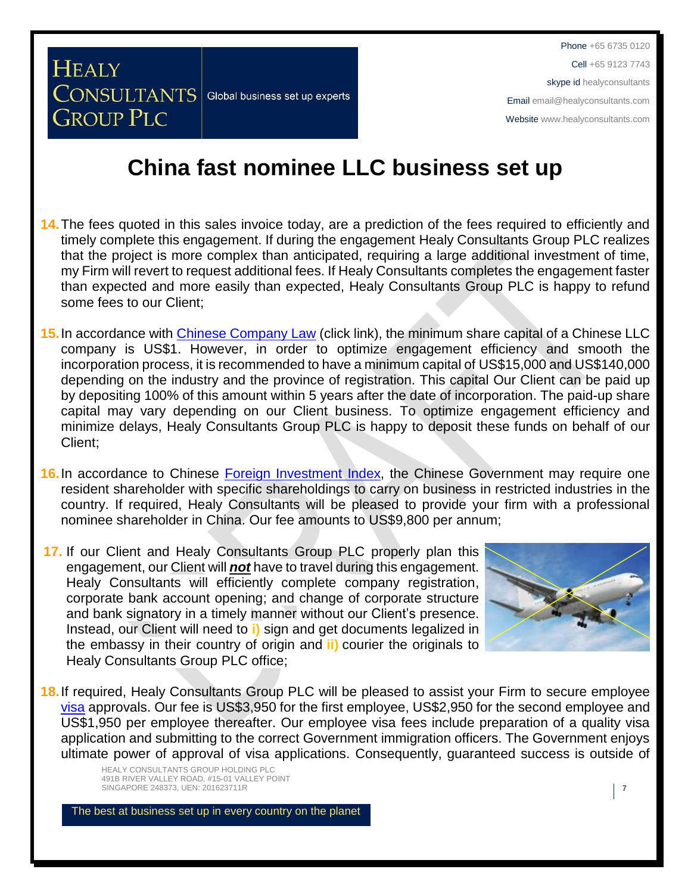# China fast nominee LLC business set up

14. The fees quoted in this sales invoice today, are a prediction of the fees required to efficiently and timely complete this engagement. If during the engagement Healy Consultants Group PLC realizes that the project is more complex than anticipated, requiring a large additional investment of time, my Firm will revert to request additional fees. If Healy Consultants completes the engagement faster than expected and more easily than expected, Healy Consultants Group PLC is happy to refund some fees to our Client;

15. In accordance with Chinese Company Law (click link), the minimum share capital of a Chinese LLC company is US$1. However, in order to optimize engagement efficiency and smooth the incorporation process, it is recommended to have a minimum capital of US$15,000 and US$140,000 depending on the industry and the province of registration. This capital Our Client can be paid up by depositing 100% of this amount within 5 years after the date of incorporation. The paid-up share capital may vary depending on our Client business. To optimize engagement efficiency and minimize delays, Healy Consultants Group PLC is happy to deposit these funds on behalf of our Client;

16. In accordance to Chinese Foreign Investment Index, the Chinese Government may require one resident shareholder with specific shareholdings to carry on business in restricted industries in the country. If required, Healy Consultants will be pleased to provide your firm with a professional nominee shareholder in China. Our fee amounts to US$9,800 per annum;

17. If our Client and Healy Consultants Group PLC properly plan this engagement, our Client will ***not*** have to travel during this engagement. Healy Consultants will efficiently complete company registration, corporate bank account opening; and change of corporate structure and bank signatory in a timely manner without our Client's presence. Instead, our Client will need to **i)** sign and get documents legalized in the embassy in their country of origin and **ii)** courier the originals to Healy Consultants Group PLC office;

18. If required, Healy Consultants Group PLC will be pleased to assist your Firm to secure employee visa approvals. Our fee is US$3,950 for the first employee, US$2,950 for the second employee and US$1,950 per employee thereafter. Our employee visa fees include preparation of a quality visa application and submitting to the correct Government immigration officers. The Government enjoys ultimate power of approval of visa applications. Consequently, guaranteed success is outside of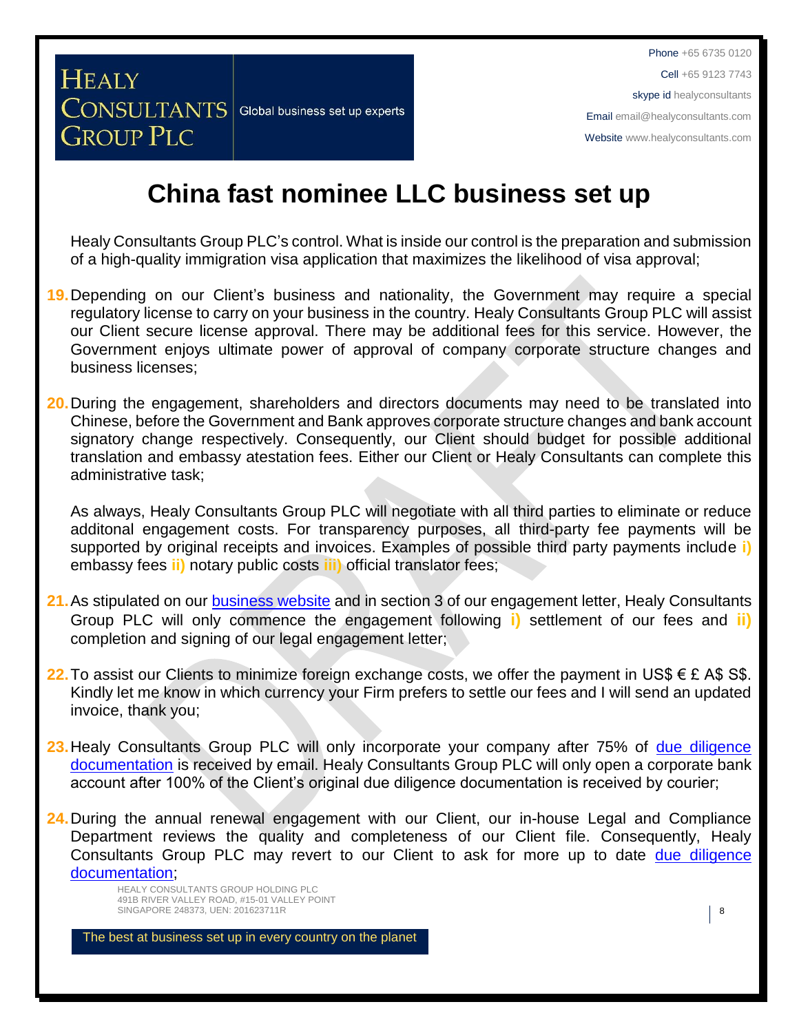# China fast nominee LLC business set up

Healy Consultants Group PLC's control. What is inside our control is the preparation and submission of a high-quality immigration visa application that maximizes the likelihood of visa approval;

19. Depending on our Client's business and nationality, the Government may require a special regulatory license to carry on your business in the country. Healy Consultants Group PLC will assist our Client secure license approval. There may be additional fees for this service. However, the Government enjoys ultimate power of approval of company corporate structure changes and business licenses;

20. During the engagement, shareholders and directors documents may need to be translated into Chinese, before the Government and Bank approves corporate structure changes and bank account signatory change respectively. Consequently, our Client should budget for possible additional translation and embassy atestation fees. Either our Client or Healy Consultants can complete this administrative task;

    As always, Healy Consultants Group PLC will negotiate with all third parties to eliminate or reduce additonal engagement costs. For transparency purposes, all third-party fee payments will be supported by original receipts and invoices. Examples of possible third party payments include **i)** embassy fees **ii)** notary public costs **iii)** official translator fees;

21. As stipulated on our [business website](#) and in section 3 of our engagement letter, Healy Consultants Group PLC will only commence the engagement following **i)** settlement of our fees and **ii)** completion and signing of our legal engagement letter;

22. To assist our Clients to minimize foreign exchange costs, we offer the payment in US$ € £ A$ S$. Kindly let me know in which currency your Firm prefers to settle our fees and I will send an updated invoice, thank you;

23. Healy Consultants Group PLC will only incorporate your company after 75% of [due diligence documentation](#) is received by email. Healy Consultants Group PLC will only open a corporate bank account after 100% of the Client's original due diligence documentation is received by courier;

24. During the annual renewal engagement with our Client, our in-house Legal and Compliance Department reviews the quality and completeness of our Client file. Consequently, Healy Consultants Group PLC may revert to our Client to ask for more up to date [due diligence documentation](#);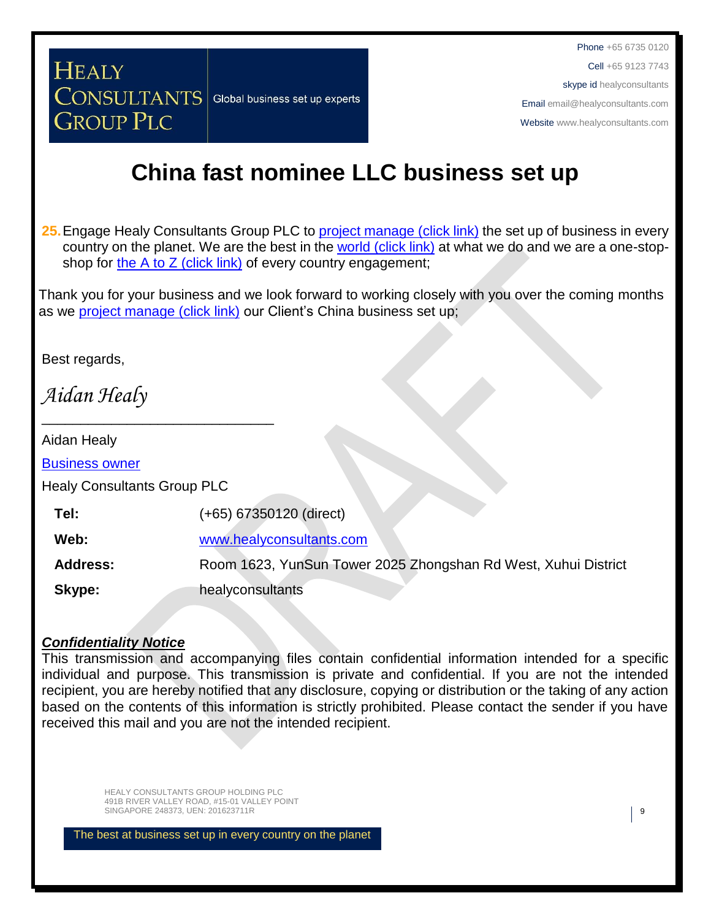# China fast nominee LLC business set up

25. Engage Healy Consultants Group PLC to project manage (click link) the set up of business in every country on the planet. We are the best in the world (click link) at what we do and we are a one-stop-shop for the A to Z (click link) of every country engagement;

Thank you for your business and we look forward to working closely with you over the coming months as we project manage (click link) our Client's China business set up;

Best regards,

*Aidan Healy*

______________________________

Aidan Healy

Business owner

Healy Consultants Group PLC

| | |
|---|---|
| **Tel:** | (+65) 67350120 (direct) |
| **Web:** | www.healyconsultants.com |
| **Address:** | Room 1623, YunSun Tower 2025 Zhongshan Rd West, Xuhui District |
| **Skype:** | healyconsultants |

***Confidentiality Notice***

This transmission and accompanying files contain confidential information intended for a specific individual and purpose. This transmission is private and confidential. If you are not the intended recipient, you are hereby notified that any disclosure, copying or distribution or the taking of any action based on the contents of this information is strictly prohibited. Please contact the sender if you have received this mail and you are not the intended recipient.